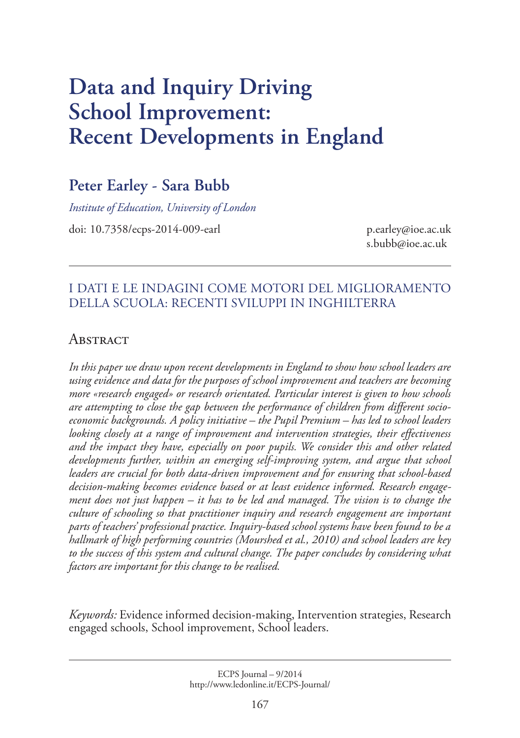# Data and Inquiry Driving School Improvement: Recent Developments in England

## Peter Earley - Sara Bubb

*Institute of Education, University of London*

doi: 10.7358/ecps-2014-009-earl

p.earley@ioe.ac.uk
s.bubb@ioe.ac.uk

I DATI E LE INDAGINI COME MOTORI DEL MIGLIORAMENTO DELLA SCUOLA: RECENTI SVILUPPI IN INGHILTERRA

## Abstract

*In this paper we draw upon recent developments in England to show how school leaders are using evidence and data for the purposes of school improvement and teachers are becoming more «research engaged» or research orientated. Particular interest is given to how schools are attempting to close the gap between the performance of children from different socio-economic backgrounds. A policy initiative – the Pupil Premium – has led to school leaders looking closely at a range of improvement and intervention strategies, their effectiveness and the impact they have, especially on poor pupils. We consider this and other related developments further, within an emerging self-improving system, and argue that school leaders are crucial for both data-driven improvement and for ensuring that school-based decision-making becomes evidence based or at least evidence informed. Research engagement does not just happen – it has to be led and managed. The vision is to change the culture of schooling so that practitioner inquiry and research engagement are important parts of teachers' professional practice. Inquiry-based school systems have been found to be a hallmark of high performing countries (Mourshed et al., 2010) and school leaders are key to the success of this system and cultural change. The paper concludes by considering what factors are important for this change to be realised.*

*Keywords:* Evidence informed decision-making, Intervention strategies, Research engaged schools, School improvement, School leaders.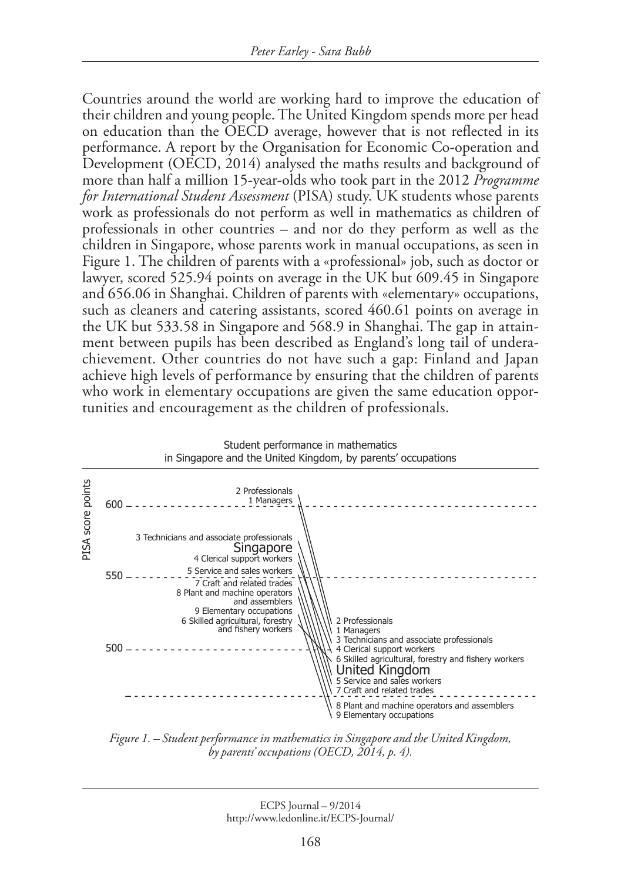Countries around the world are working hard to improve the education of their children and young people. The United Kingdom spends more per head on education than the OECD average, however that is not reflected in its performance. A report by the Organisation for Economic Co-operation and Development (OECD, 2014) analysed the maths results and background of more than half a million 15-year-olds who took part in the 2012 *Programme for International Student Assessment* (PISA) study. UK students whose parents work as professionals do not perform as well in mathematics as children of professionals in other countries – and nor do they perform as well as the children in Singapore, whose parents work in manual occupations, as seen in Figure 1. The children of parents with a «professional» job, such as doctor or lawyer, scored 525.94 points on average in the UK but 609.45 in Singapore and 656.06 in Shanghai. Children of parents with «elementary» occupations, such as cleaners and catering assistants, scored 460.61 points on average in the UK but 533.58 in Singapore and 568.9 in Shanghai. The gap in attainment between pupils has been described as England's long tail of underachievement. Other countries do not have such a gap: Finland and Japan achieve high levels of performance by ensuring that the children of parents who work in elementary occupations are given the same education opportunities and encouragement as the children of professionals.

Student performance in mathematics in Singapore and the United Kingdom, by parents' occupations

| PISA score points | Singapore | United Kingdom |
|---|---|---|
| 600 | 2 Professionals<br>1 Managers | |
| | 3 Technicians and associate professionals<br>4 Clerical support workers<br>5 Service and sales workers | |
| 550 | 7 Craft and related trades<br>8 Plant and machine operators and assemblers<br>9 Elementary occupations<br>6 Skilled agricultural, forestry and fishery workers | 2 Professionals<br>1 Managers<br>3 Technicians and associate professionals |
| 500 | | 4 Clerical support workers<br>6 Skilled agricultural, forestry and fishery workers<br>5 Service and sales workers<br>7 Craft and related trades |
| | | 8 Plant and machine operators and assemblers<br>9 Elementary occupations |

*Figure 1. – Student performance in mathematics in Singapore and the United Kingdom, by parents' occupations (OECD, 2014, p. 4).*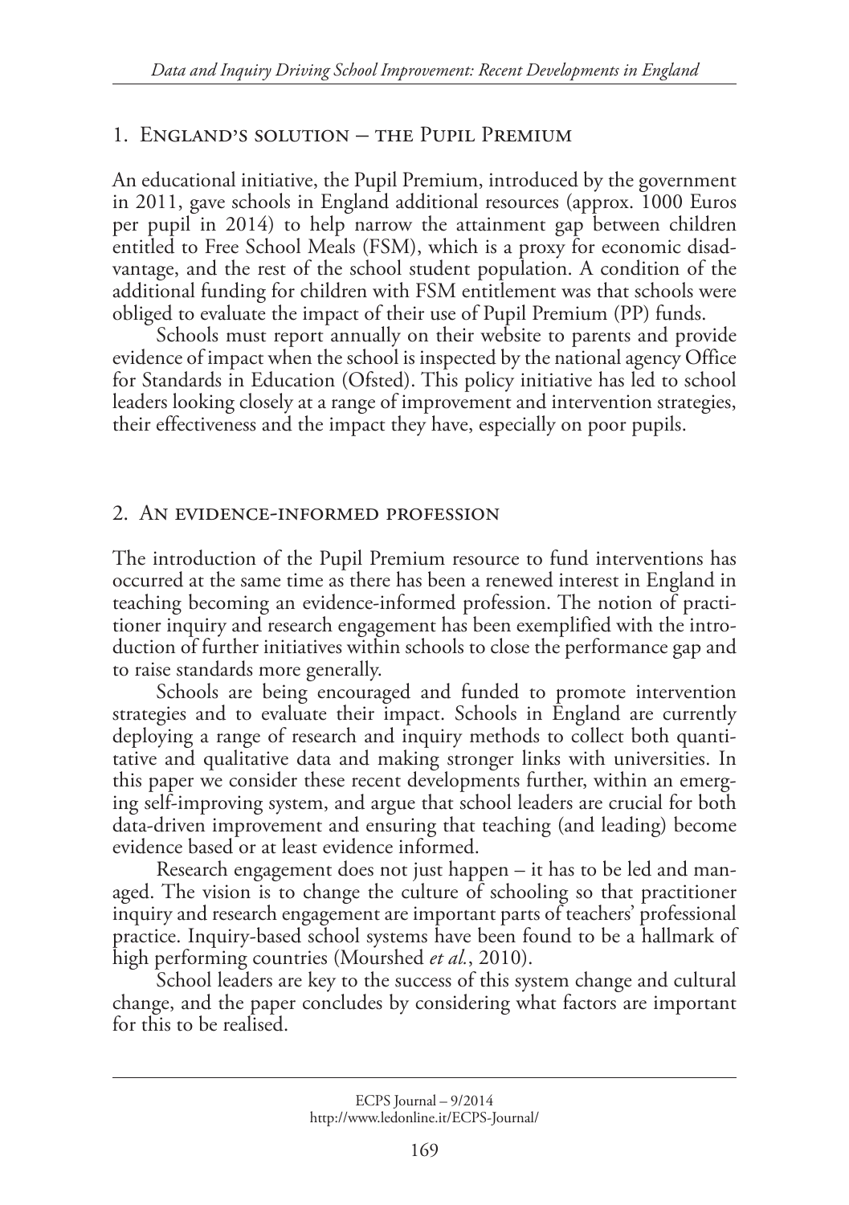## 1. England's solution – the Pupil Premium

An educational initiative, the Pupil Premium, introduced by the government in 2011, gave schools in England additional resources (approx. 1000 Euros per pupil in 2014) to help narrow the attainment gap between children entitled to Free School Meals (FSM), which is a proxy for economic disadvantage, and the rest of the school student population. A condition of the additional funding for children with FSM entitlement was that schools were obliged to evaluate the impact of their use of Pupil Premium (PP) funds.

Schools must report annually on their website to parents and provide evidence of impact when the school is inspected by the national agency Office for Standards in Education (Ofsted). This policy initiative has led to school leaders looking closely at a range of improvement and intervention strategies, their effectiveness and the impact they have, especially on poor pupils.

## 2. An evidence-informed profession

The introduction of the Pupil Premium resource to fund interventions has occurred at the same time as there has been a renewed interest in England in teaching becoming an evidence-informed profession. The notion of practitioner inquiry and research engagement has been exemplified with the introduction of further initiatives within schools to close the performance gap and to raise standards more generally.

Schools are being encouraged and funded to promote intervention strategies and to evaluate their impact. Schools in England are currently deploying a range of research and inquiry methods to collect both quantitative and qualitative data and making stronger links with universities. In this paper we consider these recent developments further, within an emerging self-improving system, and argue that school leaders are crucial for both data-driven improvement and ensuring that teaching (and leading) become evidence based or at least evidence informed.

Research engagement does not just happen – it has to be led and managed. The vision is to change the culture of schooling so that practitioner inquiry and research engagement are important parts of teachers' professional practice. Inquiry-based school systems have been found to be a hallmark of high performing countries (Mourshed *et al.*, 2010).

School leaders are key to the success of this system change and cultural change, and the paper concludes by considering what factors are important for this to be realised.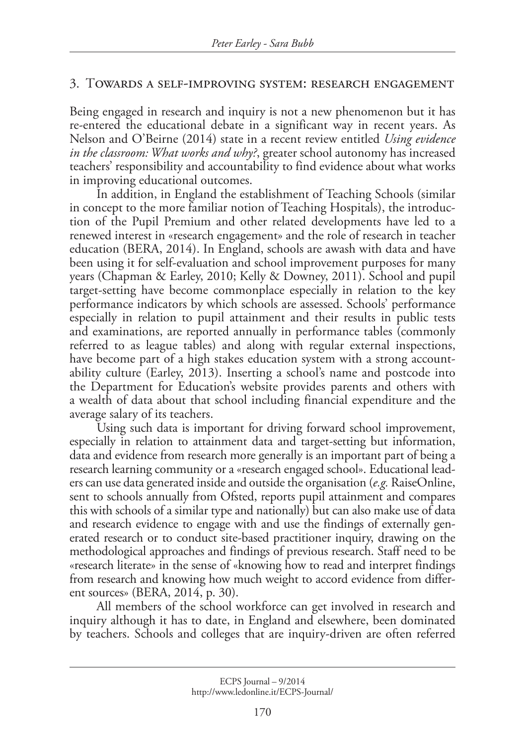## 3. Towards a self-improving system: research engagement

Being engaged in research and inquiry is not a new phenomenon but it has re-entered the educational debate in a significant way in recent years. As Nelson and O'Beirne (2014) state in a recent review entitled *Using evidence in the classroom: What works and why?*, greater school autonomy has increased teachers' responsibility and accountability to find evidence about what works in improving educational outcomes.

In addition, in England the establishment of Teaching Schools (similar in concept to the more familiar notion of Teaching Hospitals), the introduction of the Pupil Premium and other related developments have led to a renewed interest in «research engagement» and the role of research in teacher education (BERA, 2014). In England, schools are awash with data and have been using it for self-evaluation and school improvement purposes for many years (Chapman & Earley, 2010; Kelly & Downey, 2011). School and pupil target-setting have become commonplace especially in relation to the key performance indicators by which schools are assessed. Schools' performance especially in relation to pupil attainment and their results in public tests and examinations, are reported annually in performance tables (commonly referred to as league tables) and along with regular external inspections, have become part of a high stakes education system with a strong accountability culture (Earley, 2013). Inserting a school's name and postcode into the Department for Education's website provides parents and others with a wealth of data about that school including financial expenditure and the average salary of its teachers.

Using such data is important for driving forward school improvement, especially in relation to attainment data and target-setting but information, data and evidence from research more generally is an important part of being a research learning community or a «research engaged school». Educational leaders can use data generated inside and outside the organisation (*e.g.* RaiseOnline, sent to schools annually from Ofsted, reports pupil attainment and compares this with schools of a similar type and nationally) but can also make use of data and research evidence to engage with and use the findings of externally generated research or to conduct site-based practitioner inquiry, drawing on the methodological approaches and findings of previous research. Staff need to be «research literate» in the sense of «knowing how to read and interpret findings from research and knowing how much weight to accord evidence from different sources» (BERA, 2014, p. 30).

All members of the school workforce can get involved in research and inquiry although it has to date, in England and elsewhere, been dominated by teachers. Schools and colleges that are inquiry-driven are often referred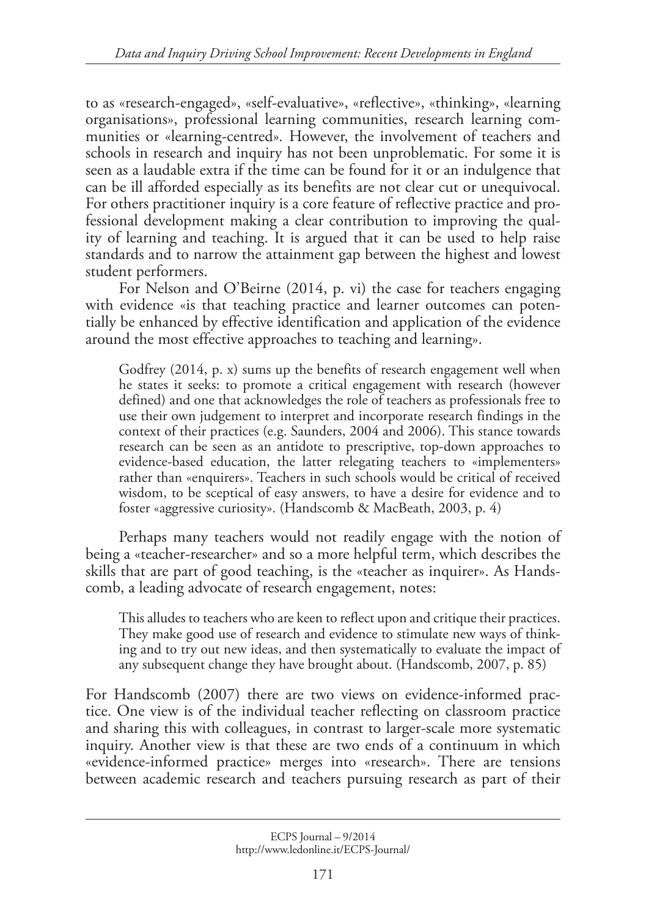to as «research-engaged», «self-evaluative», «reflective», «thinking», «learning organisations», professional learning communities, research learning communities or «learning-centred». However, the involvement of teachers and schools in research and inquiry has not been unproblematic. For some it is seen as a laudable extra if the time can be found for it or an indulgence that can be ill afforded especially as its benefits are not clear cut or unequivocal. For others practitioner inquiry is a core feature of reflective practice and professional development making a clear contribution to improving the quality of learning and teaching. It is argued that it can be used to help raise standards and to narrow the attainment gap between the highest and lowest student performers.

For Nelson and O'Beirne (2014, p. vi) the case for teachers engaging with evidence «is that teaching practice and learner outcomes can potentially be enhanced by effective identification and application of the evidence around the most effective approaches to teaching and learning».

> Godfrey (2014, p. x) sums up the benefits of research engagement well when he states it seeks: to promote a critical engagement with research (however defined) and one that acknowledges the role of teachers as professionals free to use their own judgement to interpret and incorporate research findings in the context of their practices (e.g. Saunders, 2004 and 2006). This stance towards research can be seen as an antidote to prescriptive, top-down approaches to evidence-based education, the latter relegating teachers to «implementers» rather than «enquirers». Teachers in such schools would be critical of received wisdom, to be sceptical of easy answers, to have a desire for evidence and to foster «aggressive curiosity». (Handscomb & MacBeath, 2003, p. 4)

Perhaps many teachers would not readily engage with the notion of being a «teacher-researcher» and so a more helpful term, which describes the skills that are part of good teaching, is the «teacher as inquirer». As Handscomb, a leading advocate of research engagement, notes:

> This alludes to teachers who are keen to reflect upon and critique their practices. They make good use of research and evidence to stimulate new ways of thinking and to try out new ideas, and then systematically to evaluate the impact of any subsequent change they have brought about. (Handscomb, 2007, p. 85)

For Handscomb (2007) there are two views on evidence-informed practice. One view is of the individual teacher reflecting on classroom practice and sharing this with colleagues, in contrast to larger-scale more systematic inquiry. Another view is that these are two ends of a continuum in which «evidence-informed practice» merges into «research». There are tensions between academic research and teachers pursuing research as part of their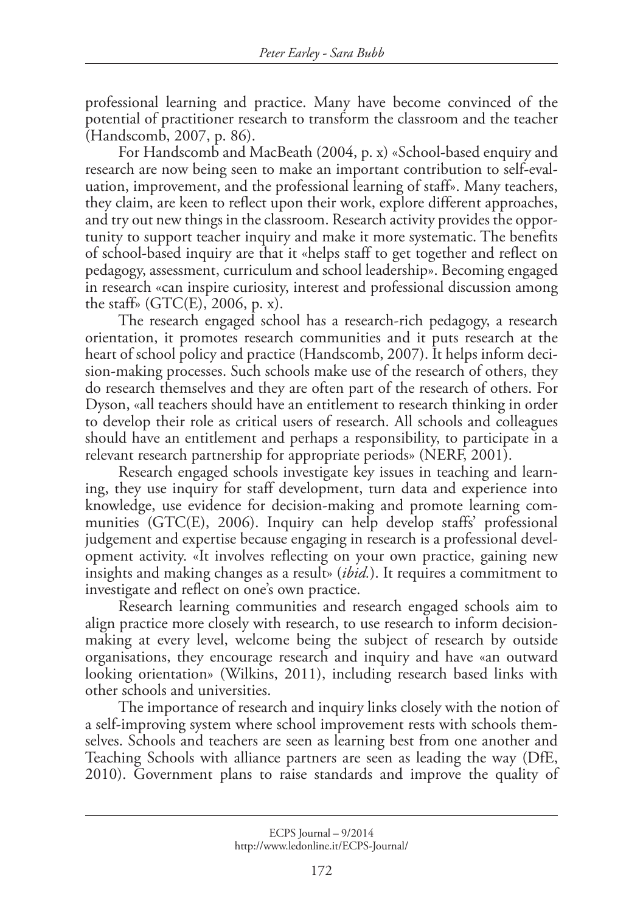professional learning and practice. Many have become convinced of the potential of practitioner research to transform the classroom and the teacher (Handscomb, 2007, p. 86).

For Handscomb and MacBeath (2004, p. x) «School-based enquiry and research are now being seen to make an important contribution to self-evaluation, improvement, and the professional learning of staff». Many teachers, they claim, are keen to reflect upon their work, explore different approaches, and try out new things in the classroom. Research activity provides the opportunity to support teacher inquiry and make it more systematic. The benefits of school-based inquiry are that it «helps staff to get together and reflect on pedagogy, assessment, curriculum and school leadership». Becoming engaged in research «can inspire curiosity, interest and professional discussion among the staff» (GTC(E), 2006, p. x).

The research engaged school has a research-rich pedagogy, a research orientation, it promotes research communities and it puts research at the heart of school policy and practice (Handscomb, 2007). It helps inform decision-making processes. Such schools make use of the research of others, they do research themselves and they are often part of the research of others. For Dyson, «all teachers should have an entitlement to research thinking in order to develop their role as critical users of research. All schools and colleagues should have an entitlement and perhaps a responsibility, to participate in a relevant research partnership for appropriate periods» (NERF, 2001).

Research engaged schools investigate key issues in teaching and learning, they use inquiry for staff development, turn data and experience into knowledge, use evidence for decision-making and promote learning communities (GTC(E), 2006). Inquiry can help develop staffs' professional judgement and expertise because engaging in research is a professional development activity. «It involves reflecting on your own practice, gaining new insights and making changes as a result» (*ibid.*). It requires a commitment to investigate and reflect on one's own practice.

Research learning communities and research engaged schools aim to align practice more closely with research, to use research to inform decision-making at every level, welcome being the subject of research by outside organisations, they encourage research and inquiry and have «an outward looking orientation» (Wilkins, 2011), including research based links with other schools and universities.

The importance of research and inquiry links closely with the notion of a self-improving system where school improvement rests with schools themselves. Schools and teachers are seen as learning best from one another and Teaching Schools with alliance partners are seen as leading the way (DfE, 2010). Government plans to raise standards and improve the quality of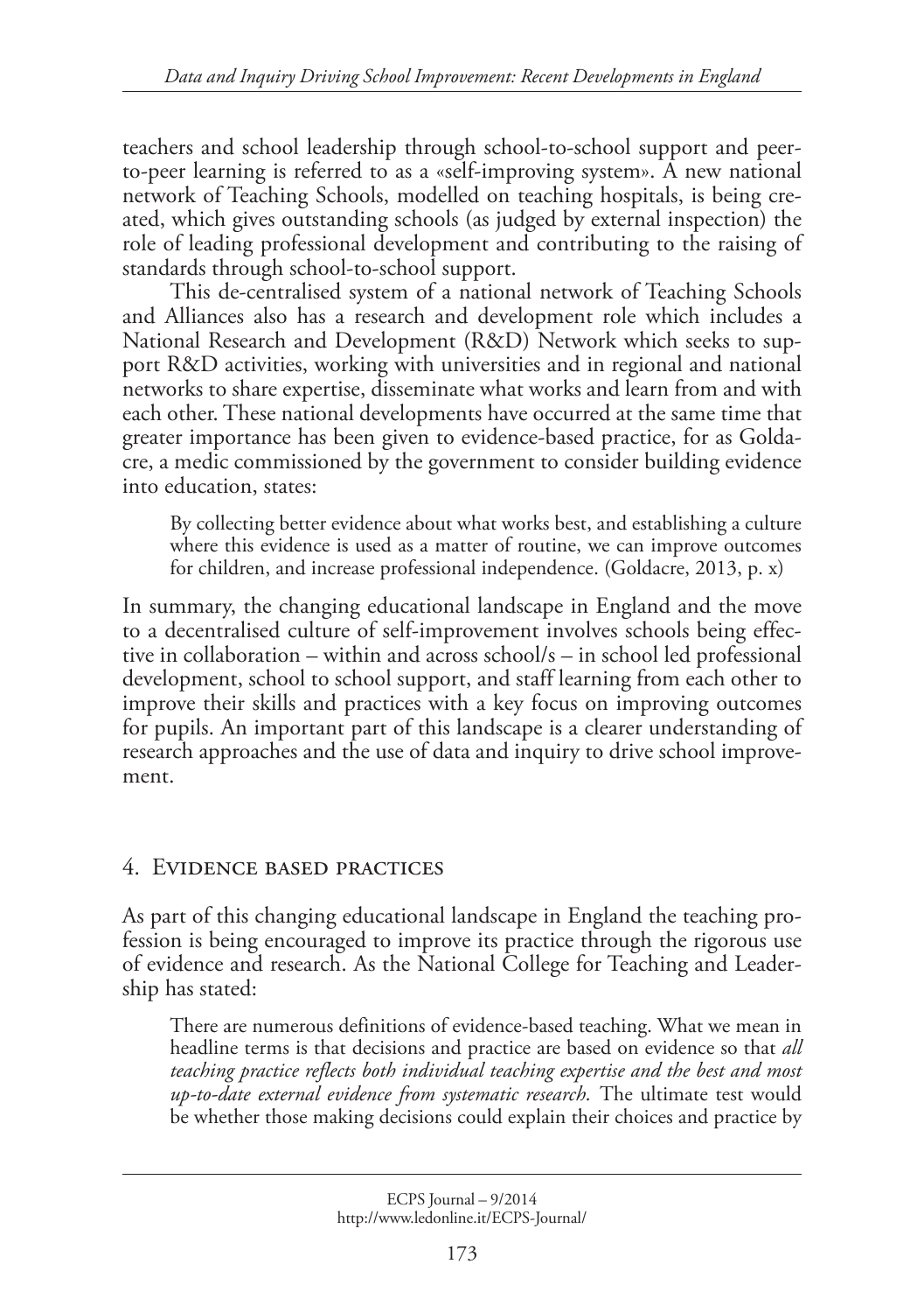teachers and school leadership through school-to-school support and peer-to-peer learning is referred to as a «self-improving system». A new national network of Teaching Schools, modelled on teaching hospitals, is being created, which gives outstanding schools (as judged by external inspection) the role of leading professional development and contributing to the raising of standards through school-to-school support.

This de-centralised system of a national network of Teaching Schools and Alliances also has a research and development role which includes a National Research and Development (R&D) Network which seeks to support R&D activities, working with universities and in regional and national networks to share expertise, disseminate what works and learn from and with each other. These national developments have occurred at the same time that greater importance has been given to evidence-based practice, for as Goldacre, a medic commissioned by the government to consider building evidence into education, states:

> By collecting better evidence about what works best, and establishing a culture where this evidence is used as a matter of routine, we can improve outcomes for children, and increase professional independence. (Goldacre, 2013, p. x)

In summary, the changing educational landscape in England and the move to a decentralised culture of self-improvement involves schools being effective in collaboration – within and across school/s – in school led professional development, school to school support, and staff learning from each other to improve their skills and practices with a key focus on improving outcomes for pupils. An important part of this landscape is a clearer understanding of research approaches and the use of data and inquiry to drive school improvement.

## 4. Evidence based practices

As part of this changing educational landscape in England the teaching profession is being encouraged to improve its practice through the rigorous use of evidence and research. As the National College for Teaching and Leadership has stated:

> There are numerous definitions of evidence-based teaching. What we mean in headline terms is that decisions and practice are based on evidence so that *all teaching practice reflects both individual teaching expertise and the best and most up-to-date external evidence from systematic research.* The ultimate test would be whether those making decisions could explain their choices and practice by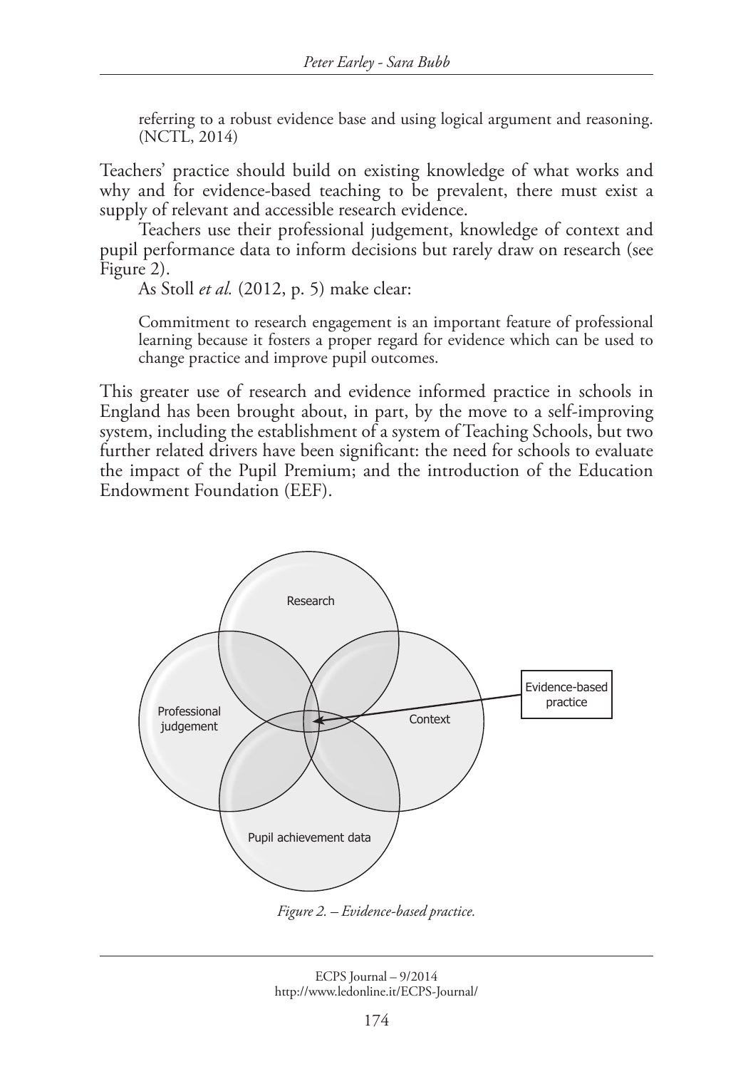> referring to a robust evidence base and using logical argument and reasoning. (NCTL, 2014)

Teachers' practice should build on existing knowledge of what works and why and for evidence-based teaching to be prevalent, there must exist a supply of relevant and accessible research evidence.

Teachers use their professional judgement, knowledge of context and pupil performance data to inform decisions but rarely draw on research (see Figure 2).

As Stoll *et al.* (2012, p. 5) make clear:

> Commitment to research engagement is an important feature of professional learning because it fosters a proper regard for evidence which can be used to change practice and improve pupil outcomes.

This greater use of research and evidence informed practice in schools in England has been brought about, in part, by the move to a self-improving system, including the establishment of a system of Teaching Schools, but two further related drivers have been significant: the need for schools to evaluate the impact of the Pupil Premium; and the introduction of the Education Endowment Foundation (EEF).

Research

Professional judgement

Context

Pupil achievement data

Evidence-based practice

*Figure 2. – Evidence-based practice.*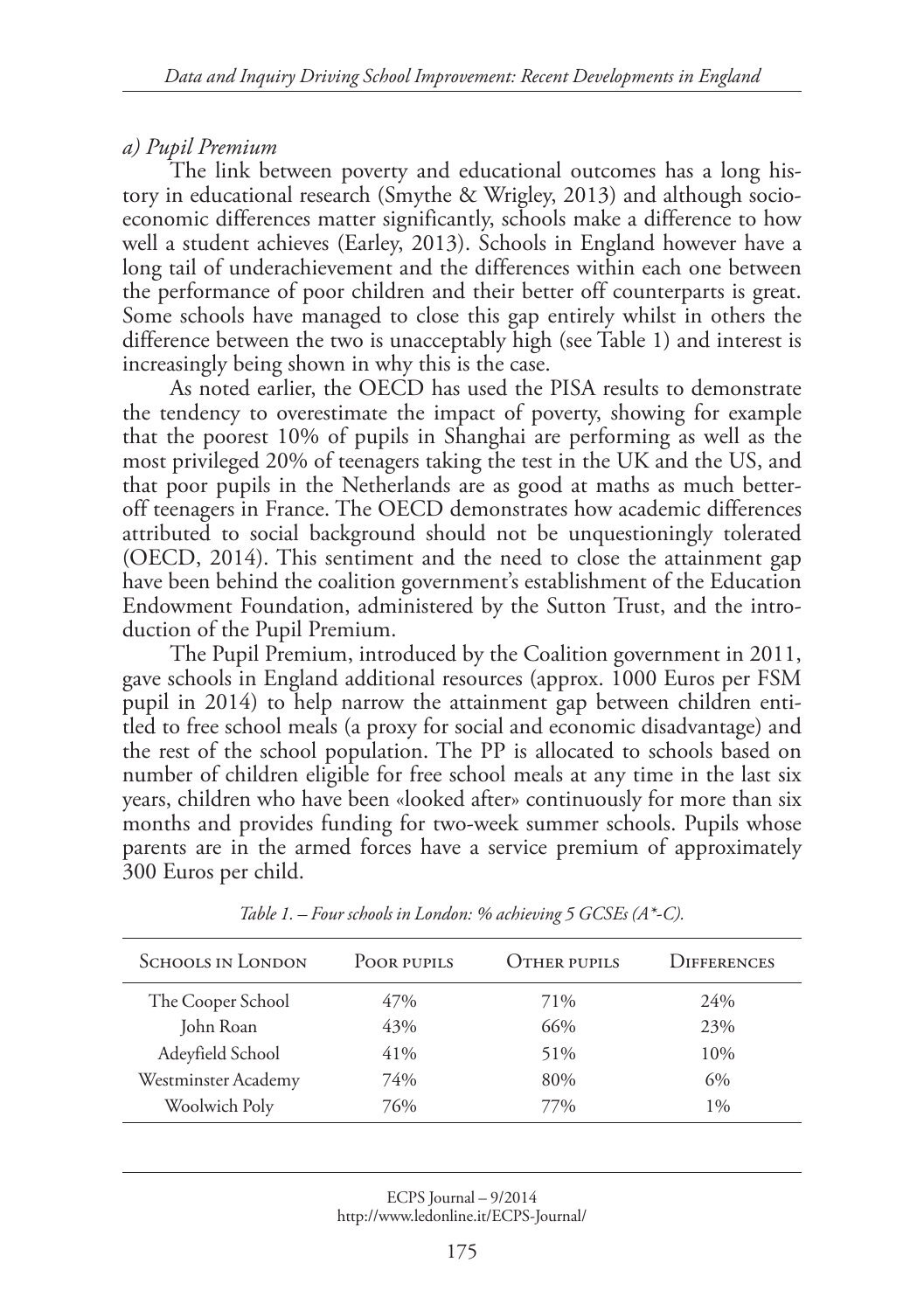*a) Pupil Premium*

The link between poverty and educational outcomes has a long history in educational research (Smythe & Wrigley, 2013) and although socio-economic differences matter significantly, schools make a difference to how well a student achieves (Earley, 2013). Schools in England however have a long tail of underachievement and the differences within each one between the performance of poor children and their better off counterparts is great. Some schools have managed to close this gap entirely whilst in others the difference between the two is unacceptably high (see Table 1) and interest is increasingly being shown in why this is the case.

As noted earlier, the OECD has used the PISA results to demonstrate the tendency to overestimate the impact of poverty, showing for example that the poorest 10% of pupils in Shanghai are performing as well as the most privileged 20% of teenagers taking the test in the UK and the US, and that poor pupils in the Netherlands are as good at maths as much better-off teenagers in France. The OECD demonstrates how academic differences attributed to social background should not be unquestioningly tolerated (OECD, 2014). This sentiment and the need to close the attainment gap have been behind the coalition government's establishment of the Education Endowment Foundation, administered by the Sutton Trust, and the introduction of the Pupil Premium.

The Pupil Premium, introduced by the Coalition government in 2011, gave schools in England additional resources (approx. 1000 Euros per FSM pupil in 2014) to help narrow the attainment gap between children entitled to free school meals (a proxy for social and economic disadvantage) and the rest of the school population. The PP is allocated to schools based on number of children eligible for free school meals at any time in the last six years, children who have been «looked after» continuously for more than six months and provides funding for two-week summer schools. Pupils whose parents are in the armed forces have a service premium of approximately 300 Euros per child.

*Table 1. – Four schools in London: % achieving 5 GCSEs (A*-C).*

| Schools in London | Poor pupils | Other pupils | Differences |
|---|---|---|---|
| The Cooper School | 47% | 71% | 24% |
| John Roan | 43% | 66% | 23% |
| Adeyfield School | 41% | 51% | 10% |
| Westminster Academy | 74% | 80% | 6% |
| Woolwich Poly | 76% | 77% | 1% |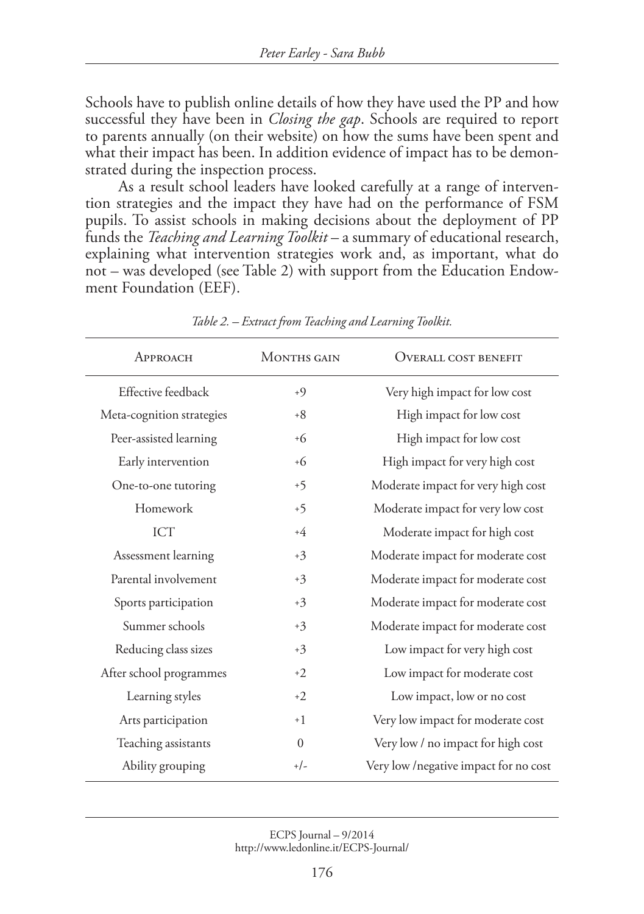Schools have to publish online details of how they have used the PP and how successful they have been in *Closing the gap*. Schools are required to report to parents annually (on their website) on how the sums have been spent and what their impact has been. In addition evidence of impact has to be demonstrated during the inspection process.

As a result school leaders have looked carefully at a range of intervention strategies and the impact they have had on the performance of FSM pupils. To assist schools in making decisions about the deployment of PP funds the *Teaching and Learning Toolkit* – a summary of educational research, explaining what intervention strategies work and, as important, what do not – was developed (see Table 2) with support from the Education Endowment Foundation (EEF).

*Table 2. – Extract from Teaching and Learning Toolkit.*

| Approach | Months gain | Overall cost benefit |
|---|---|---|
| Effective feedback | +9 | Very high impact for low cost |
| Meta-cognition strategies | +8 | High impact for low cost |
| Peer-assisted learning | +6 | High impact for low cost |
| Early intervention | +6 | High impact for very high cost |
| One-to-one tutoring | +5 | Moderate impact for very high cost |
| Homework | +5 | Moderate impact for very low cost |
| ICT | +4 | Moderate impact for high cost |
| Assessment learning | +3 | Moderate impact for moderate cost |
| Parental involvement | +3 | Moderate impact for moderate cost |
| Sports participation | +3 | Moderate impact for moderate cost |
| Summer schools | +3 | Moderate impact for moderate cost |
| Reducing class sizes | +3 | Low impact for very high cost |
| After school programmes | +2 | Low impact for moderate cost |
| Learning styles | +2 | Low impact, low or no cost |
| Arts participation | +1 | Very low impact for moderate cost |
| Teaching assistants | 0 | Very low / no impact for high cost |
| Ability grouping | +/- | Very low /negative impact for no cost |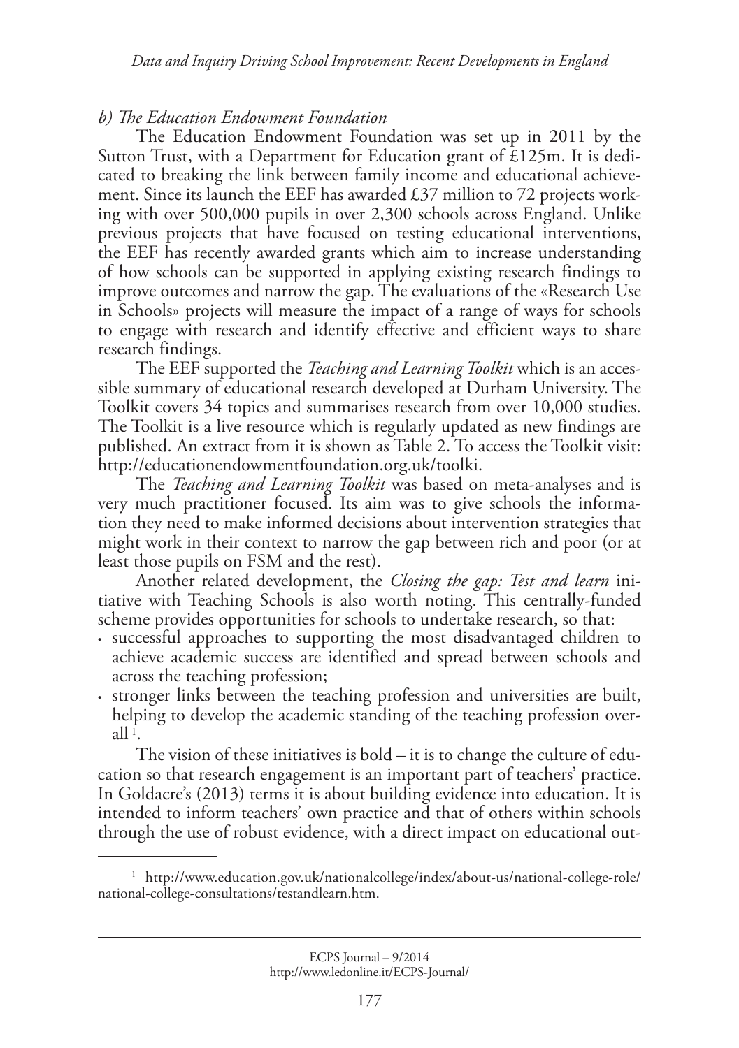*b) The Education Endowment Foundation*

The Education Endowment Foundation was set up in 2011 by the Sutton Trust, with a Department for Education grant of £125m. It is dedicated to breaking the link between family income and educational achievement. Since its launch the EEF has awarded £37 million to 72 projects working with over 500,000 pupils in over 2,300 schools across England. Unlike previous projects that have focused on testing educational interventions, the EEF has recently awarded grants which aim to increase understanding of how schools can be supported in applying existing research findings to improve outcomes and narrow the gap. The evaluations of the «Research Use in Schools» projects will measure the impact of a range of ways for schools to engage with research and identify effective and efficient ways to share research findings.

The EEF supported the *Teaching and Learning Toolkit* which is an accessible summary of educational research developed at Durham University. The Toolkit covers 34 topics and summarises research from over 10,000 studies. The Toolkit is a live resource which is regularly updated as new findings are published. An extract from it is shown as Table 2. To access the Toolkit visit: http://educationendowmentfoundation.org.uk/toolki.

The *Teaching and Learning Toolkit* was based on meta-analyses and is very much practitioner focused. Its aim was to give schools the information they need to make informed decisions about intervention strategies that might work in their context to narrow the gap between rich and poor (or at least those pupils on FSM and the rest).

Another related development, the *Closing the gap: Test and learn* initiative with Teaching Schools is also worth noting. This centrally-funded scheme provides opportunities for schools to undertake research, so that:

- successful approaches to supporting the most disadvantaged children to achieve academic success are identified and spread between schools and across the teaching profession;
- stronger links between the teaching profession and universities are built, helping to develop the academic standing of the teaching profession overall [1].

The vision of these initiatives is bold – it is to change the culture of education so that research engagement is an important part of teachers' practice. In Goldacre's (2013) terms it is about building evidence into education. It is intended to inform teachers' own practice and that of others within schools through the use of robust evidence, with a direct impact on educational out-

[1] http://www.education.gov.uk/nationalcollege/index/about-us/national-college-role/national-college-consultations/testandlearn.htm.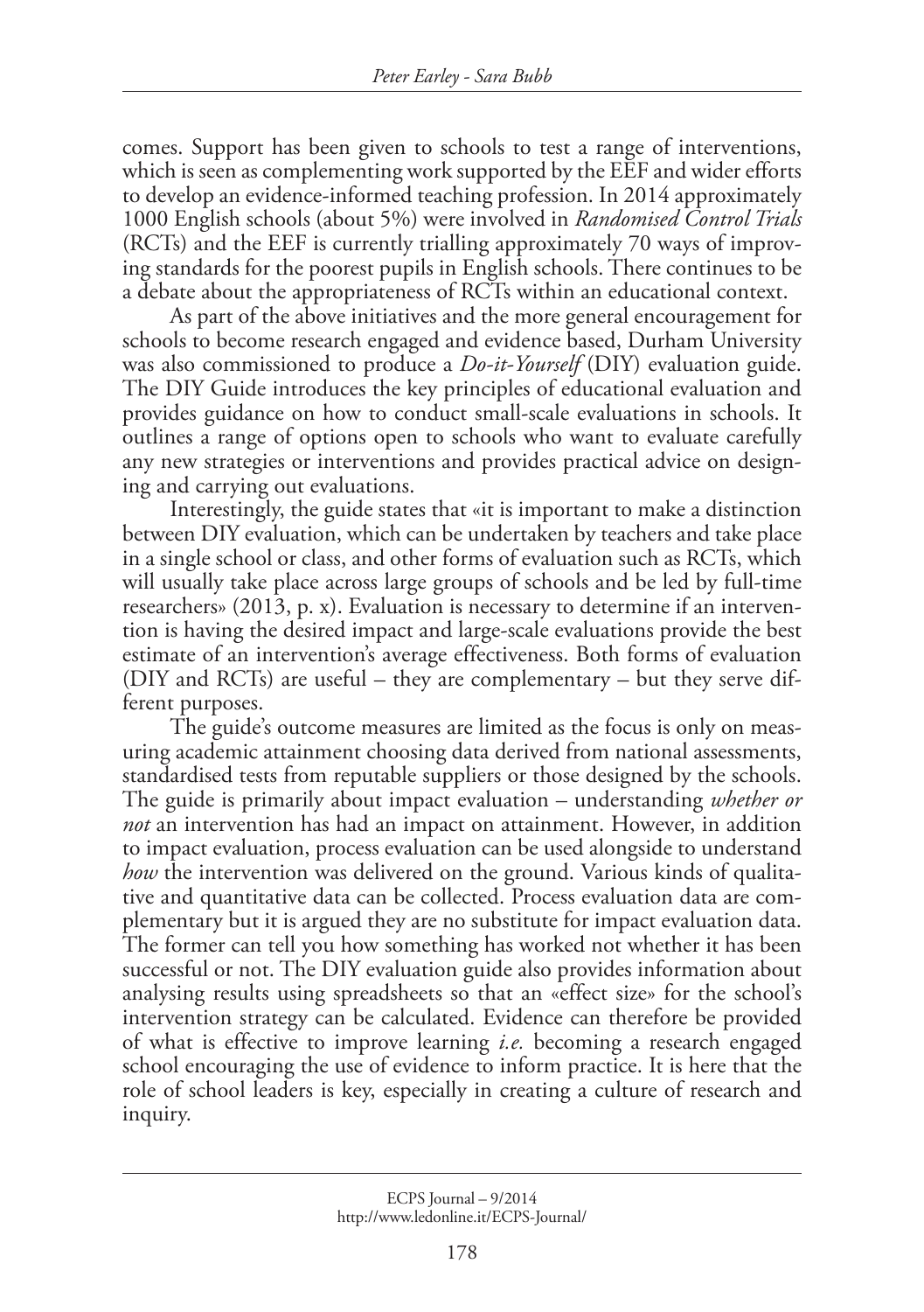comes. Support has been given to schools to test a range of interventions, which is seen as complementing work supported by the EEF and wider efforts to develop an evidence-informed teaching profession. In 2014 approximately 1000 English schools (about 5%) were involved in *Randomised Control Trials* (RCTs) and the EEF is currently trialling approximately 70 ways of improving standards for the poorest pupils in English schools. There continues to be a debate about the appropriateness of RCTs within an educational context.

As part of the above initiatives and the more general encouragement for schools to become research engaged and evidence based, Durham University was also commissioned to produce a *Do-it-Yourself* (DIY) evaluation guide. The DIY Guide introduces the key principles of educational evaluation and provides guidance on how to conduct small-scale evaluations in schools. It outlines a range of options open to schools who want to evaluate carefully any new strategies or interventions and provides practical advice on designing and carrying out evaluations.

Interestingly, the guide states that «it is important to make a distinction between DIY evaluation, which can be undertaken by teachers and take place in a single school or class, and other forms of evaluation such as RCTs, which will usually take place across large groups of schools and be led by full-time researchers» (2013, p. x). Evaluation is necessary to determine if an intervention is having the desired impact and large-scale evaluations provide the best estimate of an intervention's average effectiveness. Both forms of evaluation (DIY and RCTs) are useful – they are complementary – but they serve different purposes.

The guide's outcome measures are limited as the focus is only on measuring academic attainment choosing data derived from national assessments, standardised tests from reputable suppliers or those designed by the schools. The guide is primarily about impact evaluation – understanding *whether or not* an intervention has had an impact on attainment. However, in addition to impact evaluation, process evaluation can be used alongside to understand *how* the intervention was delivered on the ground. Various kinds of qualitative and quantitative data can be collected. Process evaluation data are complementary but it is argued they are no substitute for impact evaluation data. The former can tell you how something has worked not whether it has been successful or not. The DIY evaluation guide also provides information about analysing results using spreadsheets so that an «effect size» for the school's intervention strategy can be calculated. Evidence can therefore be provided of what is effective to improve learning *i.e.* becoming a research engaged school encouraging the use of evidence to inform practice. It is here that the role of school leaders is key, especially in creating a culture of research and inquiry.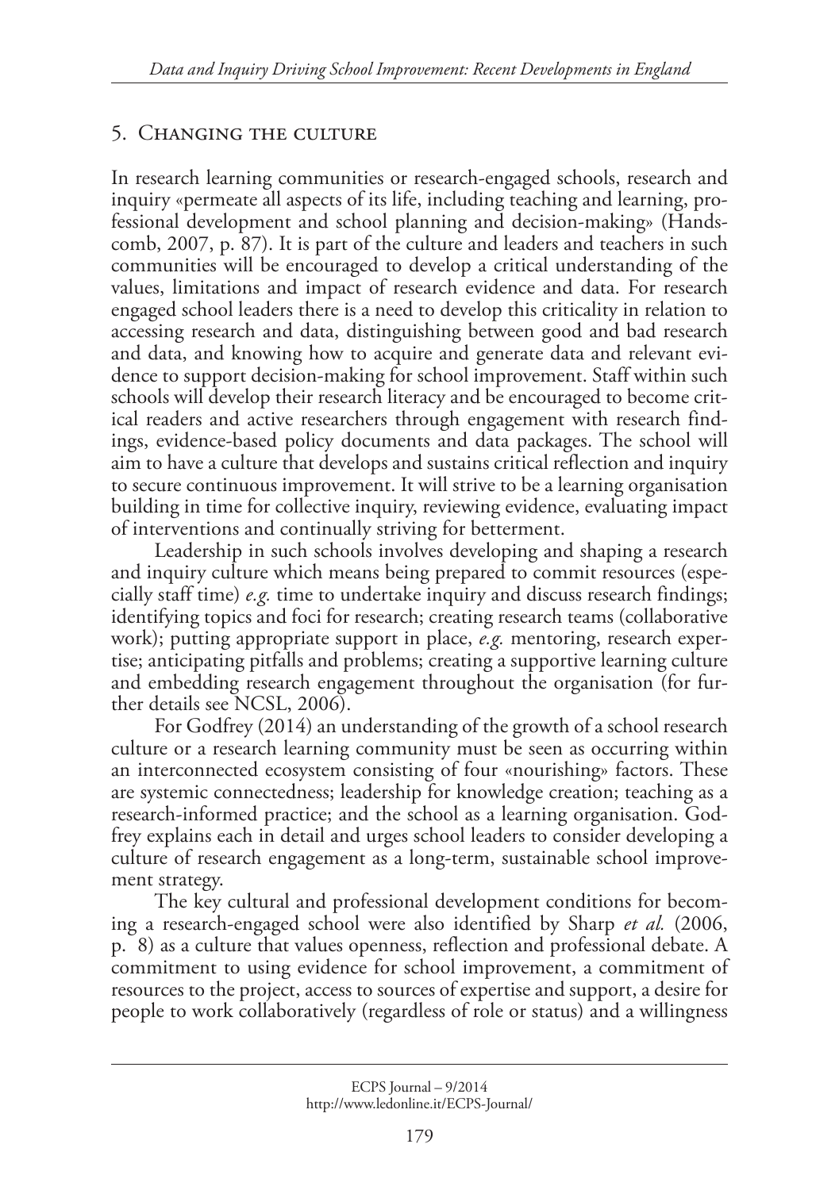## 5. Changing the culture

In research learning communities or research-engaged schools, research and inquiry «permeate all aspects of its life, including teaching and learning, professional development and school planning and decision-making» (Handscomb, 2007, p. 87). It is part of the culture and leaders and teachers in such communities will be encouraged to develop a critical understanding of the values, limitations and impact of research evidence and data. For research engaged school leaders there is a need to develop this criticality in relation to accessing research and data, distinguishing between good and bad research and data, and knowing how to acquire and generate data and relevant evidence to support decision-making for school improvement. Staff within such schools will develop their research literacy and be encouraged to become critical readers and active researchers through engagement with research findings, evidence-based policy documents and data packages. The school will aim to have a culture that develops and sustains critical reflection and inquiry to secure continuous improvement. It will strive to be a learning organisation building in time for collective inquiry, reviewing evidence, evaluating impact of interventions and continually striving for betterment.

Leadership in such schools involves developing and shaping a research and inquiry culture which means being prepared to commit resources (especially staff time) *e.g.* time to undertake inquiry and discuss research findings; identifying topics and foci for research; creating research teams (collaborative work); putting appropriate support in place, *e.g.* mentoring, research expertise; anticipating pitfalls and problems; creating a supportive learning culture and embedding research engagement throughout the organisation (for further details see NCSL, 2006).

For Godfrey (2014) an understanding of the growth of a school research culture or a research learning community must be seen as occurring within an interconnected ecosystem consisting of four «nourishing» factors. These are systemic connectedness; leadership for knowledge creation; teaching as a research-informed practice; and the school as a learning organisation. Godfrey explains each in detail and urges school leaders to consider developing a culture of research engagement as a long-term, sustainable school improvement strategy.

The key cultural and professional development conditions for becoming a research-engaged school were also identified by Sharp *et al.* (2006, p. 8) as a culture that values openness, reflection and professional debate. A commitment to using evidence for school improvement, a commitment of resources to the project, access to sources of expertise and support, a desire for people to work collaboratively (regardless of role or status) and a willingness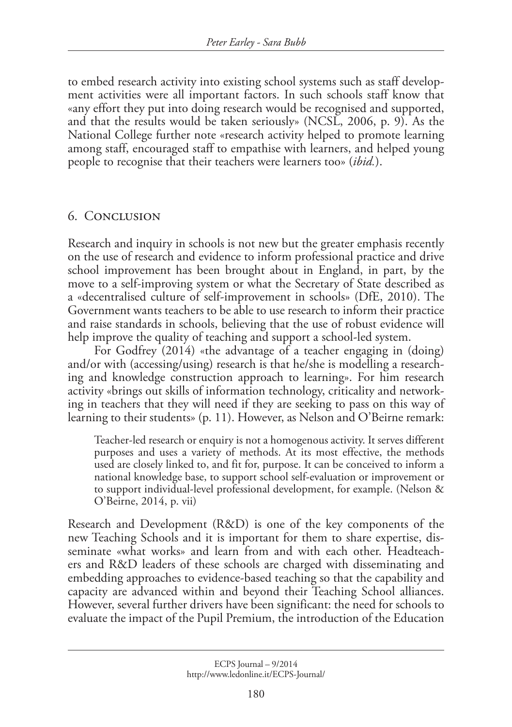to embed research activity into existing school systems such as staff development activities were all important factors. In such schools staff know that «any effort they put into doing research would be recognised and supported, and that the results would be taken seriously» (NCSL, 2006, p. 9). As the National College further note «research activity helped to promote learning among staff, encouraged staff to empathise with learners, and helped young people to recognise that their teachers were learners too» (*ibid.*).

## 6. Conclusion

Research and inquiry in schools is not new but the greater emphasis recently on the use of research and evidence to inform professional practice and drive school improvement has been brought about in England, in part, by the move to a self-improving system or what the Secretary of State described as a «decentralised culture of self-improvement in schools» (DfE, 2010). The Government wants teachers to be able to use research to inform their practice and raise standards in schools, believing that the use of robust evidence will help improve the quality of teaching and support a school-led system.

For Godfrey (2014) «the advantage of a teacher engaging in (doing) and/or with (accessing/using) research is that he/she is modelling a researching and knowledge construction approach to learning». For him research activity «brings out skills of information technology, criticality and networking in teachers that they will need if they are seeking to pass on this way of learning to their students» (p. 11). However, as Nelson and O'Beirne remark:

> Teacher-led research or enquiry is not a homogenous activity. It serves different purposes and uses a variety of methods. At its most effective, the methods used are closely linked to, and fit for, purpose. It can be conceived to inform a national knowledge base, to support school self-evaluation or improvement or to support individual-level professional development, for example. (Nelson & O'Beirne, 2014, p. vii)

Research and Development (R&D) is one of the key components of the new Teaching Schools and it is important for them to share expertise, disseminate «what works» and learn from and with each other. Headteachers and R&D leaders of these schools are charged with disseminating and embedding approaches to evidence-based teaching so that the capability and capacity are advanced within and beyond their Teaching School alliances. However, several further drivers have been significant: the need for schools to evaluate the impact of the Pupil Premium, the introduction of the Education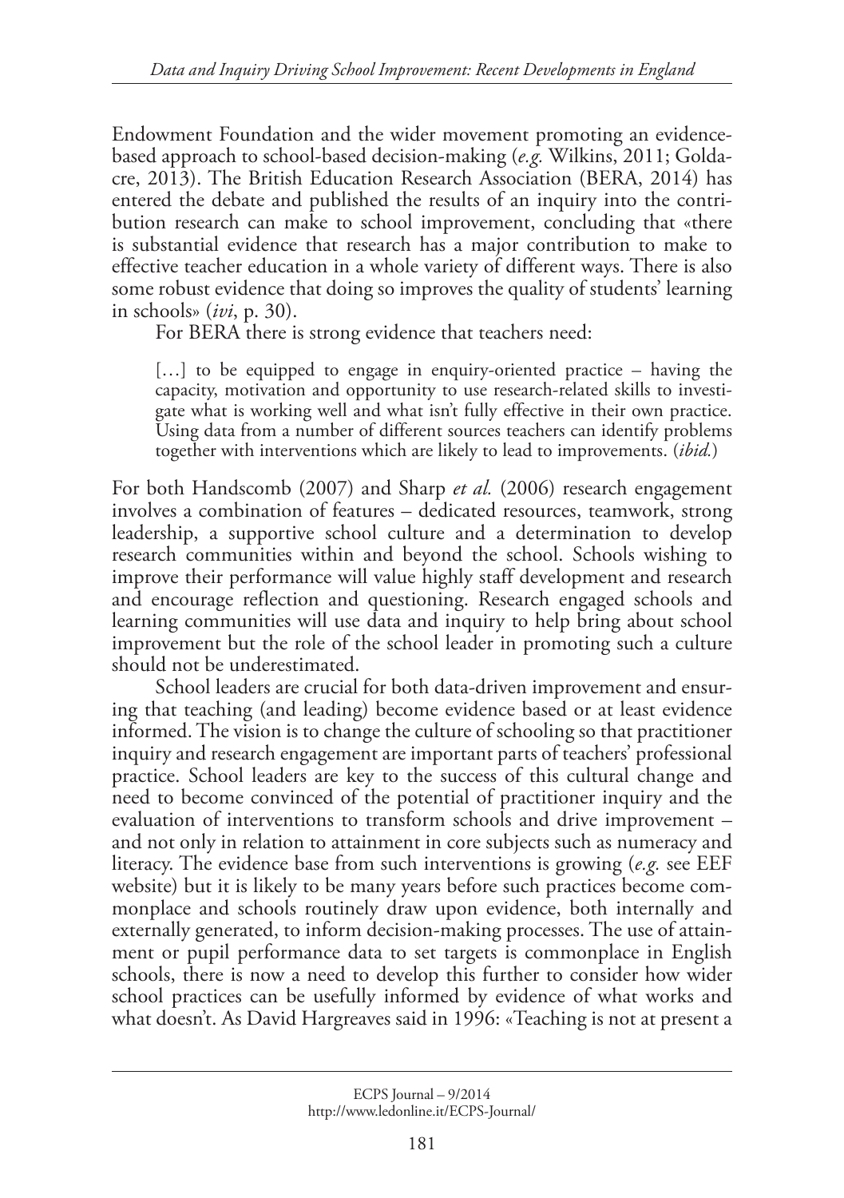Endowment Foundation and the wider movement promoting an evidence-based approach to school-based decision-making (*e.g.* Wilkins, 2011; Goldacre, 2013). The British Education Research Association (BERA, 2014) has entered the debate and published the results of an inquiry into the contribution research can make to school improvement, concluding that «there is substantial evidence that research has a major contribution to make to effective teacher education in a whole variety of different ways. There is also some robust evidence that doing so improves the quality of students' learning in schools» (*ivi*, p. 30).

For BERA there is strong evidence that teachers need:

> […] to be equipped to engage in enquiry-oriented practice – having the capacity, motivation and opportunity to use research-related skills to investigate what is working well and what isn't fully effective in their own practice. Using data from a number of different sources teachers can identify problems together with interventions which are likely to lead to improvements. (*ibid.*)

For both Handscomb (2007) and Sharp *et al.* (2006) research engagement involves a combination of features – dedicated resources, teamwork, strong leadership, a supportive school culture and a determination to develop research communities within and beyond the school. Schools wishing to improve their performance will value highly staff development and research and encourage reflection and questioning. Research engaged schools and learning communities will use data and inquiry to help bring about school improvement but the role of the school leader in promoting such a culture should not be underestimated.

School leaders are crucial for both data-driven improvement and ensuring that teaching (and leading) become evidence based or at least evidence informed. The vision is to change the culture of schooling so that practitioner inquiry and research engagement are important parts of teachers' professional practice. School leaders are key to the success of this cultural change and need to become convinced of the potential of practitioner inquiry and the evaluation of interventions to transform schools and drive improvement – and not only in relation to attainment in core subjects such as numeracy and literacy. The evidence base from such interventions is growing (*e.g.* see EEF website) but it is likely to be many years before such practices become commonplace and schools routinely draw upon evidence, both internally and externally generated, to inform decision-making processes. The use of attainment or pupil performance data to set targets is commonplace in English schools, there is now a need to develop this further to consider how wider school practices can be usefully informed by evidence of what works and what doesn't. As David Hargreaves said in 1996: «Teaching is not at present a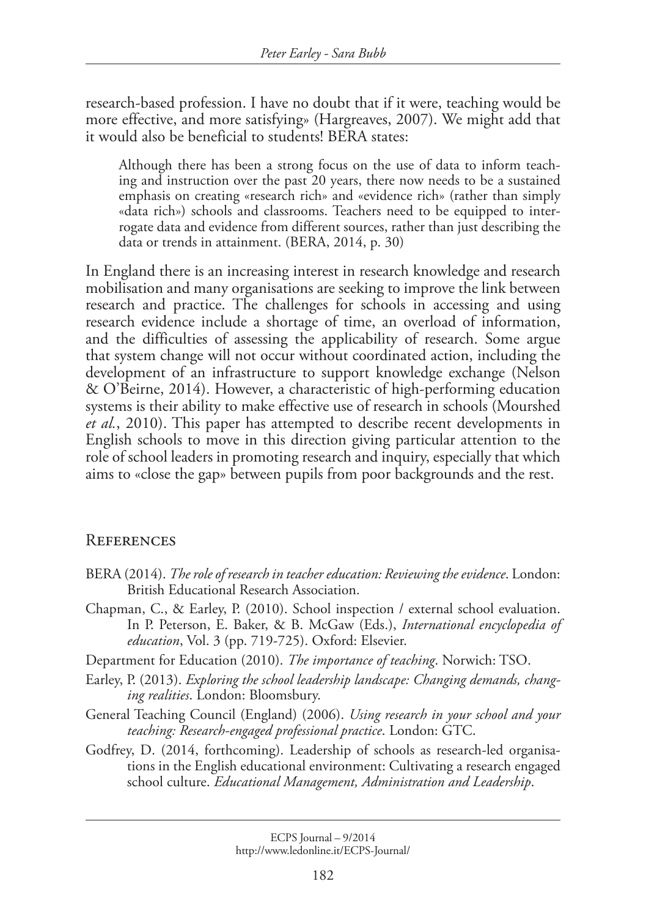research-based profession. I have no doubt that if it were, teaching would be more effective, and more satisfying» (Hargreaves, 2007). We might add that it would also be beneficial to students! BERA states:

> Although there has been a strong focus on the use of data to inform teaching and instruction over the past 20 years, there now needs to be a sustained emphasis on creating «research rich» and «evidence rich» (rather than simply «data rich») schools and classrooms. Teachers need to be equipped to interrogate data and evidence from different sources, rather than just describing the data or trends in attainment. (BERA, 2014, p. 30)

In England there is an increasing interest in research knowledge and research mobilisation and many organisations are seeking to improve the link between research and practice. The challenges for schools in accessing and using research evidence include a shortage of time, an overload of information, and the difficulties of assessing the applicability of research. Some argue that system change will not occur without coordinated action, including the development of an infrastructure to support knowledge exchange (Nelson & O'Beirne, 2014). However, a characteristic of high-performing education systems is their ability to make effective use of research in schools (Mourshed *et al.*, 2010). This paper has attempted to describe recent developments in English schools to move in this direction giving particular attention to the role of school leaders in promoting research and inquiry, especially that which aims to «close the gap» between pupils from poor backgrounds and the rest.

## References

BERA (2014). *The role of research in teacher education: Reviewing the evidence*. London: British Educational Research Association.

Chapman, C., & Earley, P. (2010). School inspection / external school evaluation. In P. Peterson, E. Baker, & B. McGaw (Eds.), *International encyclopedia of education*, Vol. 3 (pp. 719-725). Oxford: Elsevier.

Department for Education (2010). *The importance of teaching*. Norwich: TSO.

Earley, P. (2013). *Exploring the school leadership landscape: Changing demands, changing realities*. London: Bloomsbury.

General Teaching Council (England) (2006). *Using research in your school and your teaching: Research-engaged professional practice*. London: GTC.

Godfrey, D. (2014, forthcoming). Leadership of schools as research-led organisations in the English educational environment: Cultivating a research engaged school culture. *Educational Management, Administration and Leadership*.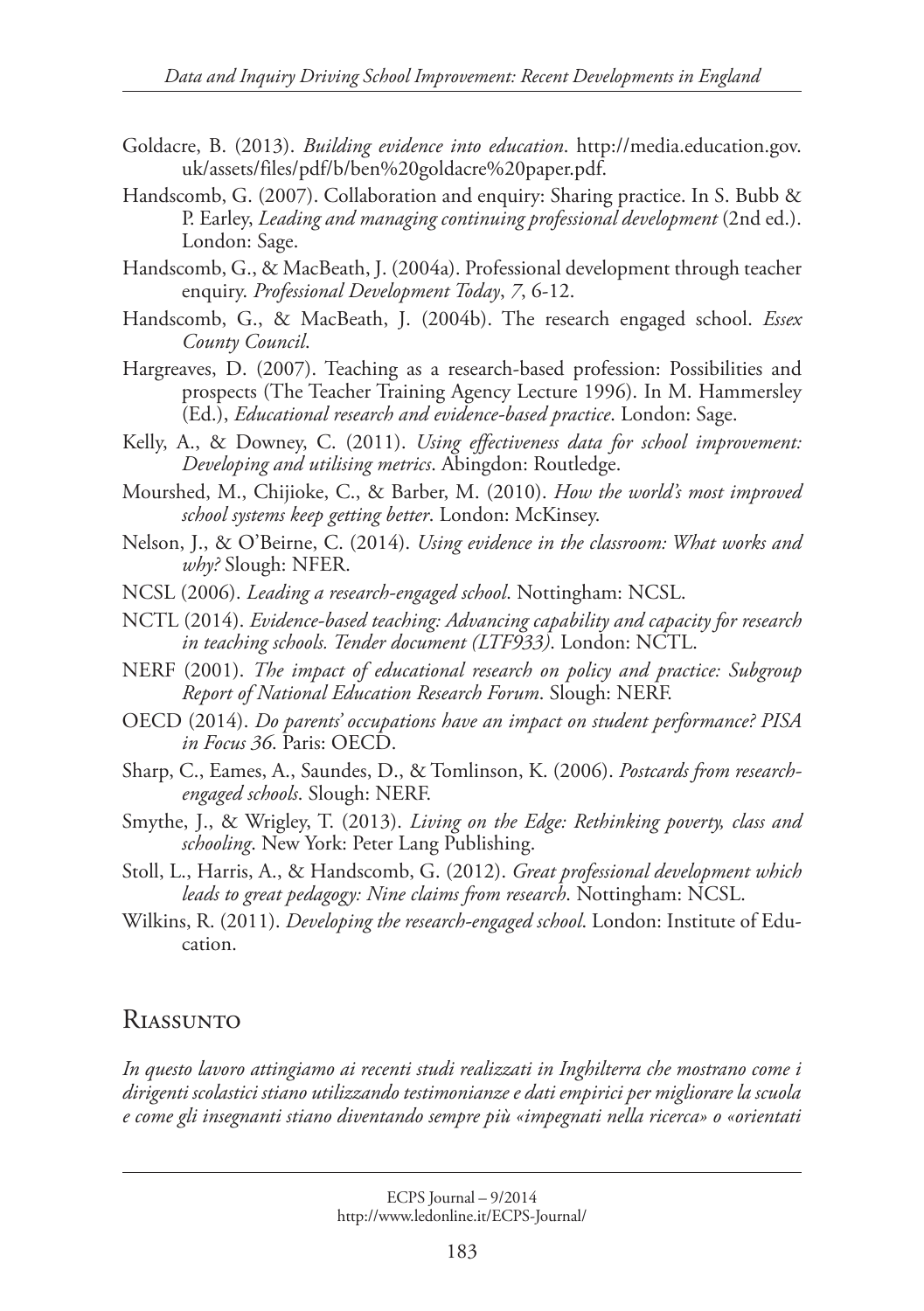Goldacre, B. (2013). *Building evidence into education*. http://media.education.gov.uk/assets/files/pdf/b/ben%20goldacre%20paper.pdf.

Handscomb, G. (2007). Collaboration and enquiry: Sharing practice. In S. Bubb & P. Earley, *Leading and managing continuing professional development* (2nd ed.). London: Sage.

Handscomb, G., & MacBeath, J. (2004a). Professional development through teacher enquiry. *Professional Development Today*, *7*, 6-12.

Handscomb, G., & MacBeath, J. (2004b). The research engaged school. *Essex County Council*.

Hargreaves, D. (2007). Teaching as a research-based profession: Possibilities and prospects (The Teacher Training Agency Lecture 1996). In M. Hammersley (Ed.), *Educational research and evidence-based practice*. London: Sage.

Kelly, A., & Downey, C. (2011). *Using effectiveness data for school improvement: Developing and utilising metrics*. Abingdon: Routledge.

Mourshed, M., Chijioke, C., & Barber, M. (2010). *How the world's most improved school systems keep getting better*. London: McKinsey.

Nelson, J., & O'Beirne, C. (2014). *Using evidence in the classroom: What works and why?* Slough: NFER.

NCSL (2006). *Leading a research-engaged school*. Nottingham: NCSL.

NCTL (2014). *Evidence-based teaching: Advancing capability and capacity for research in teaching schools. Tender document (LTF933)*. London: NCTL.

NERF (2001). *The impact of educational research on policy and practice: Subgroup Report of National Education Research Forum*. Slough: NERF.

OECD (2014). *Do parents' occupations have an impact on student performance? PISA in Focus 36*. Paris: OECD.

Sharp, C., Eames, A., Saundes, D., & Tomlinson, K. (2006). *Postcards from research-engaged schools*. Slough: NERF.

Smythe, J., & Wrigley, T. (2013). *Living on the Edge: Rethinking poverty, class and schooling*. New York: Peter Lang Publishing.

Stoll, L., Harris, A., & Handscomb, G. (2012). *Great professional development which leads to great pedagogy: Nine claims from research*. Nottingham: NCSL.

Wilkins, R. (2011). *Developing the research-engaged school*. London: Institute of Education.

## Riassunto

*In questo lavoro attingiamo ai recenti studi realizzati in Inghilterra che mostrano come i dirigenti scolastici stiano utilizzando testimonianze e dati empirici per migliorare la scuola e come gli insegnanti stiano diventando sempre più «impegnati nella ricerca» o «orientati*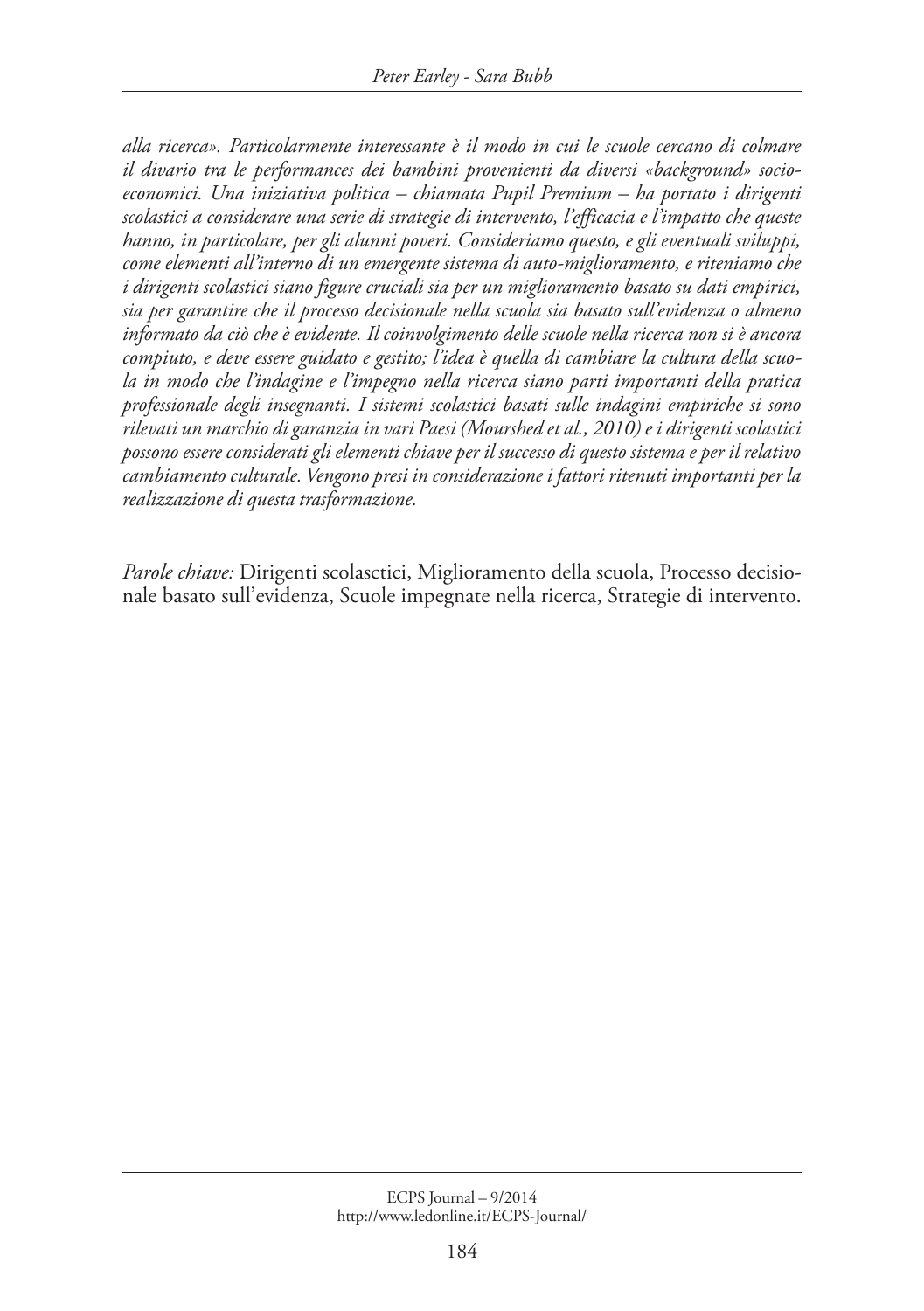*alla ricerca». Particolarmente interessante è il modo in cui le scuole cercano di colmare il divario tra le performances dei bambini provenienti da diversi «background» socio-economici. Una iniziativa politica – chiamata Pupil Premium – ha portato i dirigenti scolastici a considerare una serie di strategie di intervento, l'efficacia e l'impatto che queste hanno, in particolare, per gli alunni poveri. Consideriamo questo, e gli eventuali sviluppi, come elementi all'interno di un emergente sistema di auto-miglioramento, e riteniamo che i dirigenti scolastici siano figure cruciali sia per un miglioramento basato su dati empirici, sia per garantire che il processo decisionale nella scuola sia basato sull'evidenza o almeno informato da ciò che è evidente. Il coinvolgimento delle scuole nella ricerca non si è ancora compiuto, e deve essere guidato e gestito; l'idea è quella di cambiare la cultura della scuola in modo che l'indagine e l'impegno nella ricerca siano parti importanti della pratica professionale degli insegnanti. I sistemi scolastici basati sulle indagini empiriche si sono rilevati un marchio di garanzia in vari Paesi (Mourshed et al., 2010) e i dirigenti scolastici possono essere considerati gli elementi chiave per il successo di questo sistema e per il relativo cambiamento culturale. Vengono presi in considerazione i fattori ritenuti importanti per la realizzazione di questa trasformazione.*

*Parole chiave:* Dirigenti scolasctici, Miglioramento della scuola, Processo decisionale basato sull'evidenza, Scuole impegnate nella ricerca, Strategie di intervento.